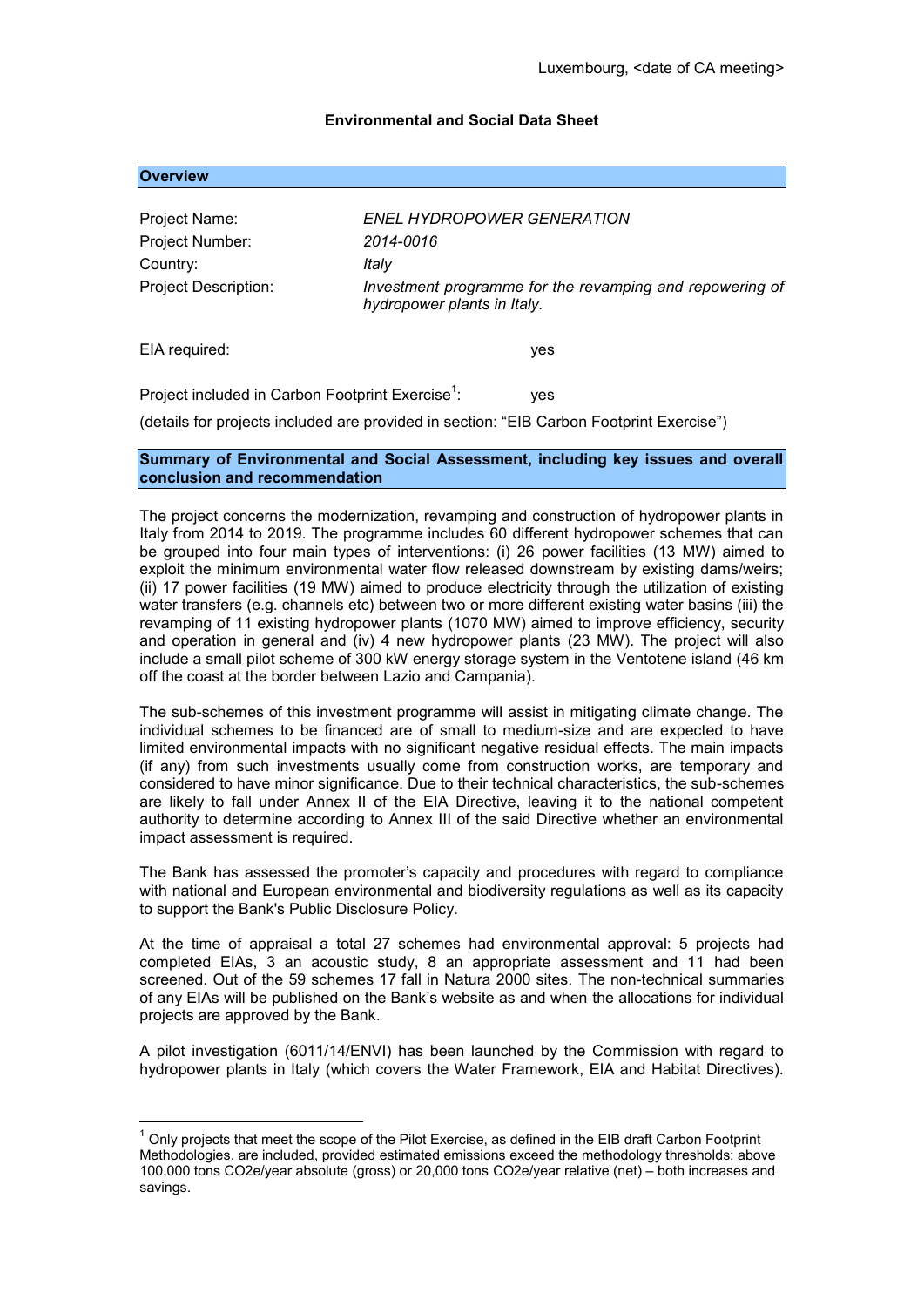Luxembourg, <date of CA meeting>

**Environmental and Social Data Sheet**

## Overview

| | |
|---|---|
| Project Name: | *ENEL HYDROPOWER GENERATION* |
| Project Number: | *2014-0016* |
| Country: | *Italy* |
| Project Description: | *Investment programme for the revamping and repowering of hydropower plants in Italy.* |

EIA required: yes

Project included in Carbon Footprint Exercise[1]: yes

(details for projects included are provided in section: "EIB Carbon Footprint Exercise")

## Summary of Environmental and Social Assessment, including key issues and overall conclusion and recommendation

The project concerns the modernization, revamping and construction of hydropower plants in Italy from 2014 to 2019. The programme includes 60 different hydropower schemes that can be grouped into four main types of interventions: (i) 26 power facilities (13 MW) aimed to exploit the minimum environmental water flow released downstream by existing dams/weirs; (ii) 17 power facilities (19 MW) aimed to produce electricity through the utilization of existing water transfers (e.g. channels etc) between two or more different existing water basins (iii) the revamping of 11 existing hydropower plants (1070 MW) aimed to improve efficiency, security and operation in general and (iv) 4 new hydropower plants (23 MW). The project will also include a small pilot scheme of 300 kW energy storage system in the Ventotene island (46 km off the coast at the border between Lazio and Campania).

The sub-schemes of this investment programme will assist in mitigating climate change. The individual schemes to be financed are of small to medium-size and are expected to have limited environmental impacts with no significant negative residual effects. The main impacts (if any) from such investments usually come from construction works, are temporary and considered to have minor significance. Due to their technical characteristics, the sub-schemes are likely to fall under Annex II of the EIA Directive, leaving it to the national competent authority to determine according to Annex III of the said Directive whether an environmental impact assessment is required.

The Bank has assessed the promoter's capacity and procedures with regard to compliance with national and European environmental and biodiversity regulations as well as its capacity to support the Bank's Public Disclosure Policy.

At the time of appraisal a total 27 schemes had environmental approval: 5 projects had completed EIAs, 3 an acoustic study, 8 an appropriate assessment and 11 had been screened. Out of the 59 schemes 17 fall in Natura 2000 sites. The non-technical summaries of any EIAs will be published on the Bank's website as and when the allocations for individual projects are approved by the Bank.

A pilot investigation (6011/14/ENVI) has been launched by the Commission with regard to hydropower plants in Italy (which covers the Water Framework, EIA and Habitat Directives).

---

[1] Only projects that meet the scope of the Pilot Exercise, as defined in the EIB draft Carbon Footprint Methodologies, are included, provided estimated emissions exceed the methodology thresholds: above 100,000 tons CO2e/year absolute (gross) or 20,000 tons CO2e/year relative (net) – both increases and savings.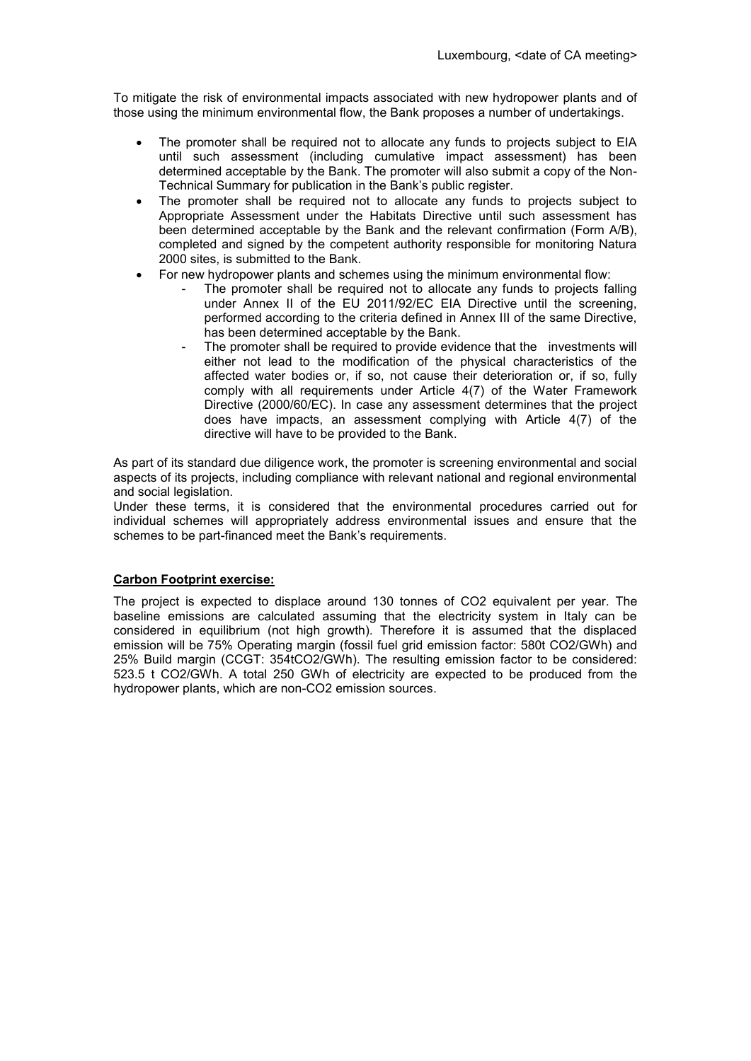Luxembourg, <date of CA meeting>

To mitigate the risk of environmental impacts associated with new hydropower plants and of those using the minimum environmental flow, the Bank proposes a number of undertakings.

- The promoter shall be required not to allocate any funds to projects subject to EIA until such assessment (including cumulative impact assessment) has been determined acceptable by the Bank. The promoter will also submit a copy of the Non-Technical Summary for publication in the Bank's public register.
- The promoter shall be required not to allocate any funds to projects subject to Appropriate Assessment under the Habitats Directive until such assessment has been determined acceptable by the Bank and the relevant confirmation (Form A/B), completed and signed by the competent authority responsible for monitoring Natura 2000 sites, is submitted to the Bank.
- For new hydropower plants and schemes using the minimum environmental flow:
  - The promoter shall be required not to allocate any funds to projects falling under Annex II of the EU 2011/92/EC EIA Directive until the screening, performed according to the criteria defined in Annex III of the same Directive, has been determined acceptable by the Bank.
  - The promoter shall be required to provide evidence that the investments will either not lead to the modification of the physical characteristics of the affected water bodies or, if so, not cause their deterioration or, if so, fully comply with all requirements under Article 4(7) of the Water Framework Directive (2000/60/EC). In case any assessment determines that the project does have impacts, an assessment complying with Article 4(7) of the directive will have to be provided to the Bank.

As part of its standard due diligence work, the promoter is screening environmental and social aspects of its projects, including compliance with relevant national and regional environmental and social legislation.

Under these terms, it is considered that the environmental procedures carried out for individual schemes will appropriately address environmental issues and ensure that the schemes to be part-financed meet the Bank's requirements.

**Carbon Footprint exercise:**

The project is expected to displace around 130 tonnes of $CO_2$ equivalent per year. The baseline emissions are calculated assuming that the electricity system in Italy can be considered in equilibrium (not high growth). Therefore it is assumed that the displaced emission will be 75% Operating margin (fossil fuel grid emission factor: 580t $CO_2$/GWh) and 25% Build margin (CCGT: 354t$CO_2$/GWh). The resulting emission factor to be considered: 523.5 t $CO_2$/GWh. A total 250 GWh of electricity are expected to be produced from the hydropower plants, which are non-$CO_2$ emission sources.